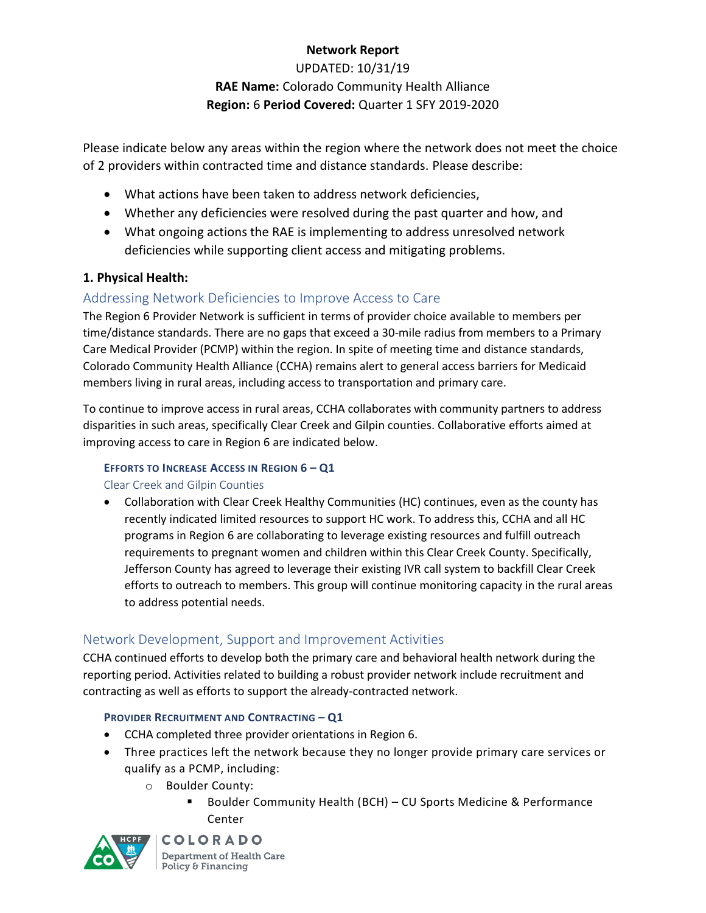**Network Report**

UPDATED: 10/31/19

**RAE Name:** Colorado Community Health Alliance

**Region:** 6 **Period Covered:** Quarter 1 SFY 2019-2020

Please indicate below any areas within the region where the network does not meet the choice of 2 providers within contracted time and distance standards. Please describe:

- What actions have been taken to address network deficiencies,
- Whether any deficiencies were resolved during the past quarter and how, and
- What ongoing actions the RAE is implementing to address unresolved network deficiencies while supporting client access and mitigating problems.

**1. Physical Health:**

## Addressing Network Deficiencies to Improve Access to Care

The Region 6 Provider Network is sufficient in terms of provider choice available to members per time/distance standards. There are no gaps that exceed a 30-mile radius from members to a Primary Care Medical Provider (PCMP) within the region. In spite of meeting time and distance standards, Colorado Community Health Alliance (CCHA) remains alert to general access barriers for Medicaid members living in rural areas, including access to transportation and primary care.

To continue to improve access in rural areas, CCHA collaborates with community partners to address disparities in such areas, specifically Clear Creek and Gilpin counties. Collaborative efforts aimed at improving access to care in Region 6 are indicated below.

### Efforts to Increase Access in Region 6 – Q1

#### Clear Creek and Gilpin Counties

- Collaboration with Clear Creek Healthy Communities (HC) continues, even as the county has recently indicated limited resources to support HC work. To address this, CCHA and all HC programs in Region 6 are collaborating to leverage existing resources and fulfill outreach requirements to pregnant women and children within this Clear Creek County. Specifically, Jefferson County has agreed to leverage their existing IVR call system to backfill Clear Creek efforts to outreach to members. This group will continue monitoring capacity in the rural areas to address potential needs.

## Network Development, Support and Improvement Activities

CCHA continued efforts to develop both the primary care and behavioral health network during the reporting period. Activities related to building a robust provider network include recruitment and contracting as well as efforts to support the already-contracted network.

### Provider Recruitment and Contracting – Q1

- CCHA completed three provider orientations in Region 6.
- Three practices left the network because they no longer provide primary care services or qualify as a PCMP, including:
  - Boulder County:
    - Boulder Community Health (BCH) – CU Sports Medicine & Performance Center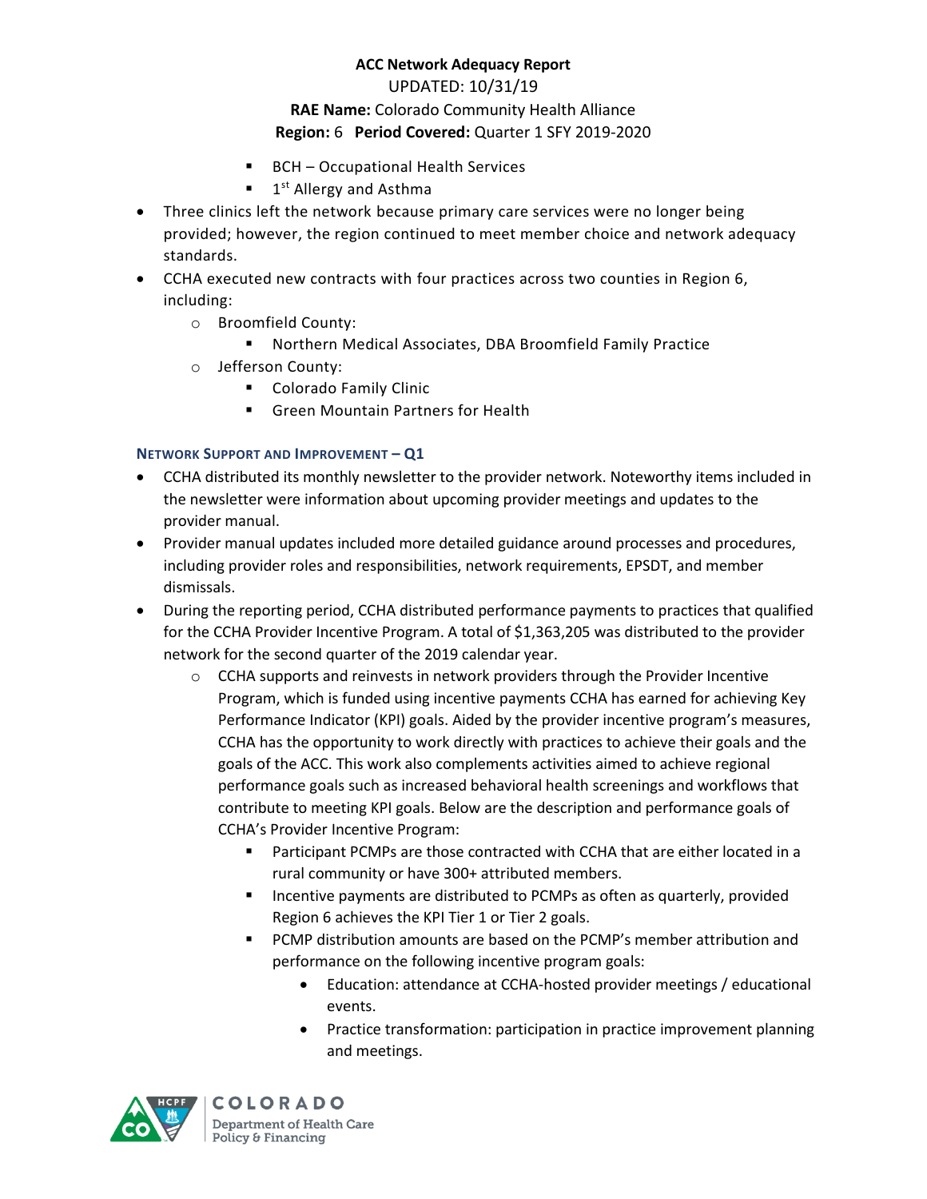- BCH – Occupational Health Services
  - 1st Allergy and Asthma
- Three clinics left the network because primary care services were no longer being provided; however, the region continued to meet member choice and network adequacy standards.
- CCHA executed new contracts with four practices across two counties in Region 6, including:
  - Broomfield County:
    - Northern Medical Associates, DBA Broomfield Family Practice
  - Jefferson County:
    - Colorado Family Clinic
    - Green Mountain Partners for Health

### NETWORK SUPPORT AND IMPROVEMENT – Q1

- CCHA distributed its monthly newsletter to the provider network. Noteworthy items included in the newsletter were information about upcoming provider meetings and updates to the provider manual.
- Provider manual updates included more detailed guidance around processes and procedures, including provider roles and responsibilities, network requirements, EPSDT, and member dismissals.
- During the reporting period, CCHA distributed performance payments to practices that qualified for the CCHA Provider Incentive Program. A total of $1,363,205 was distributed to the provider network for the second quarter of the 2019 calendar year.
  - CCHA supports and reinvests in network providers through the Provider Incentive Program, which is funded using incentive payments CCHA has earned for achieving Key Performance Indicator (KPI) goals. Aided by the provider incentive program's measures, CCHA has the opportunity to work directly with practices to achieve their goals and the goals of the ACC. This work also complements activities aimed to achieve regional performance goals such as increased behavioral health screenings and workflows that contribute to meeting KPI goals. Below are the description and performance goals of CCHA's Provider Incentive Program:
    - Participant PCMPs are those contracted with CCHA that are either located in a rural community or have 300+ attributed members.
    - Incentive payments are distributed to PCMPs as often as quarterly, provided Region 6 achieves the KPI Tier 1 or Tier 2 goals.
    - PCMP distribution amounts are based on the PCMP's member attribution and performance on the following incentive program goals:
      - Education: attendance at CCHA-hosted provider meetings / educational events.
      - Practice transformation: participation in practice improvement planning and meetings.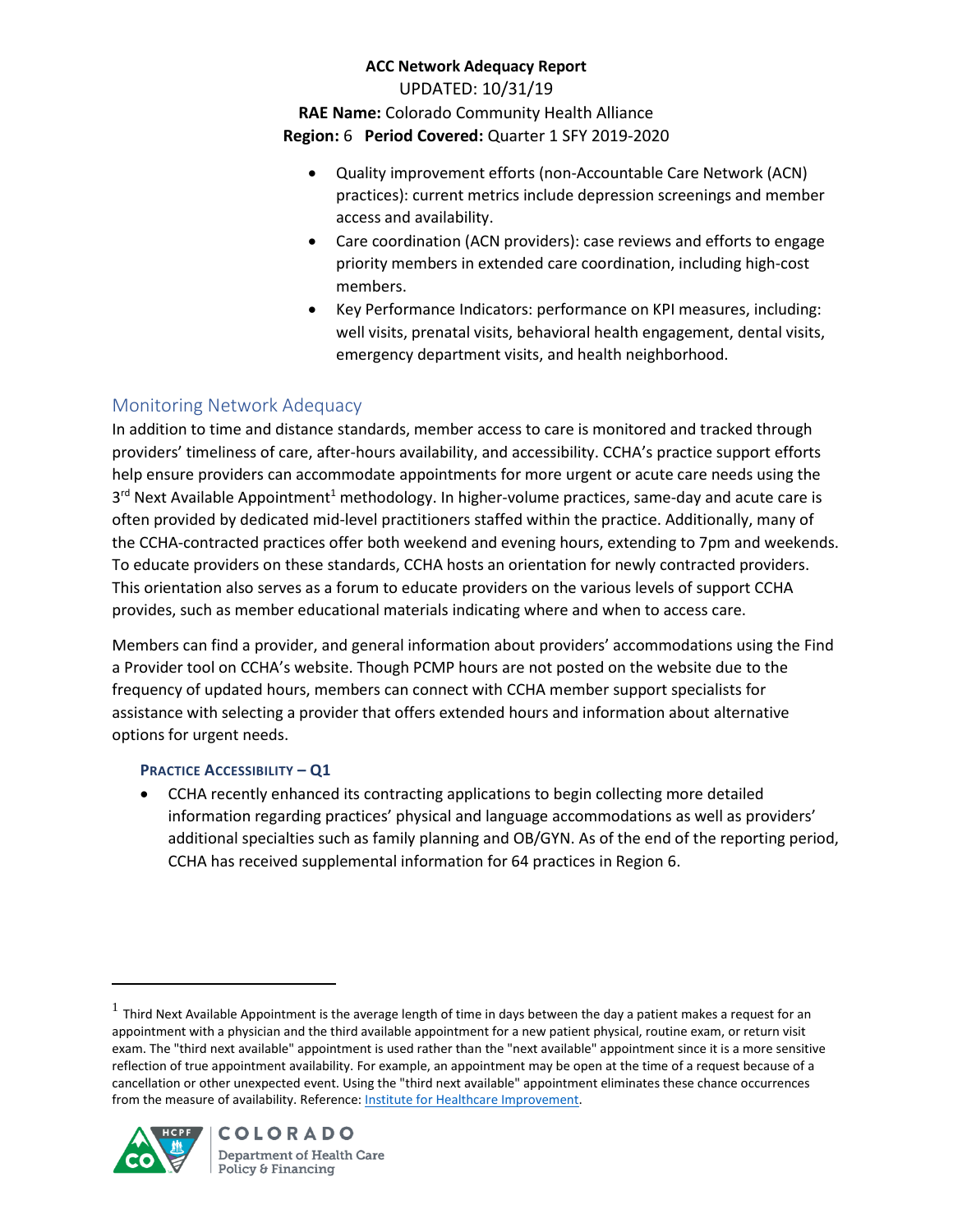- Quality improvement efforts (non-Accountable Care Network (ACN) practices): current metrics include depression screenings and member access and availability.
- Care coordination (ACN providers): case reviews and efforts to engage priority members in extended care coordination, including high-cost members.
- Key Performance Indicators: performance on KPI measures, including: well visits, prenatal visits, behavioral health engagement, dental visits, emergency department visits, and health neighborhood.

## Monitoring Network Adequacy

In addition to time and distance standards, member access to care is monitored and tracked through providers' timeliness of care, after-hours availability, and accessibility. CCHA's practice support efforts help ensure providers can accommodate appointments for more urgent or acute care needs using the 3rd Next Available Appointment[1] methodology. In higher-volume practices, same-day and acute care is often provided by dedicated mid-level practitioners staffed within the practice. Additionally, many of the CCHA-contracted practices offer both weekend and evening hours, extending to 7pm and weekends. To educate providers on these standards, CCHA hosts an orientation for newly contracted providers. This orientation also serves as a forum to educate providers on the various levels of support CCHA provides, such as member educational materials indicating where and when to access care.

Members can find a provider, and general information about providers' accommodations using the Find a Provider tool on CCHA's website. Though PCMP hours are not posted on the website due to the frequency of updated hours, members can connect with CCHA member support specialists for assistance with selecting a provider that offers extended hours and information about alternative options for urgent needs.

#### PRACTICE ACCESSIBILITY – Q1

- CCHA recently enhanced its contracting applications to begin collecting more detailed information regarding practices' physical and language accommodations as well as providers' additional specialties such as family planning and OB/GYN. As of the end of the reporting period, CCHA has received supplemental information for 64 practices in Region 6.

[1] Third Next Available Appointment is the average length of time in days between the day a patient makes a request for an appointment with a physician and the third available appointment for a new patient physical, routine exam, or return visit exam. The "third next available" appointment is used rather than the "next available" appointment since it is a more sensitive reflection of true appointment availability. For example, an appointment may be open at the time of a request because of a cancellation or other unexpected event. Using the "third next available" appointment eliminates these chance occurrences from the measure of availability. Reference: Institute for Healthcare Improvement.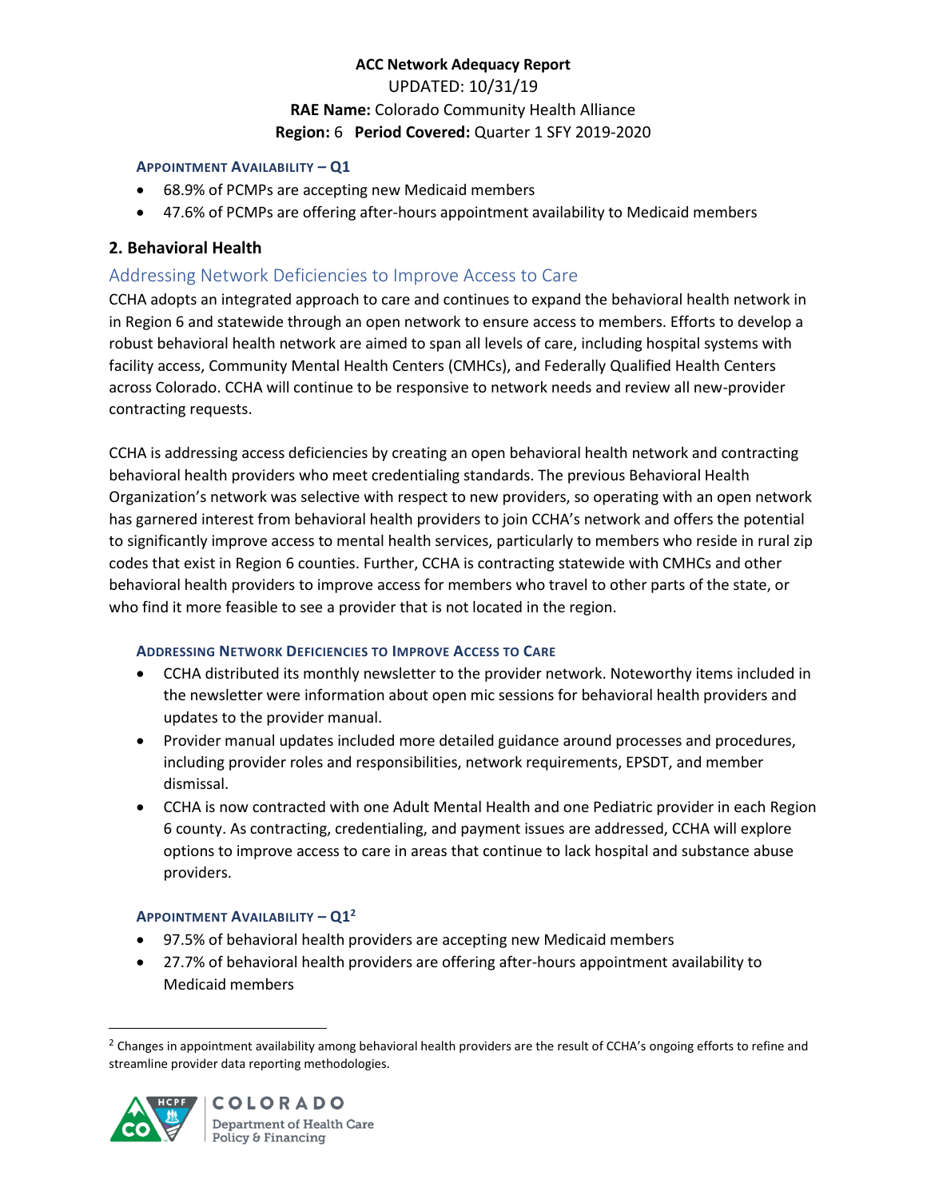**ACC Network Adequacy Report**

UPDATED: 10/31/19

**RAE Name:** Colorado Community Health Alliance

**Region:** 6 **Period Covered:** Quarter 1 SFY 2019-2020

#### APPOINTMENT AVAILABILITY – Q1

- 68.9% of PCMPs are accepting new Medicaid members
- 47.6% of PCMPs are offering after-hours appointment availability to Medicaid members

## 2. Behavioral Health

### Addressing Network Deficiencies to Improve Access to Care

CCHA adopts an integrated approach to care and continues to expand the behavioral health network in in Region 6 and statewide through an open network to ensure access to members. Efforts to develop a robust behavioral health network are aimed to span all levels of care, including hospital systems with facility access, Community Mental Health Centers (CMHCs), and Federally Qualified Health Centers across Colorado. CCHA will continue to be responsive to network needs and review all new-provider contracting requests.

CCHA is addressing access deficiencies by creating an open behavioral health network and contracting behavioral health providers who meet credentialing standards. The previous Behavioral Health Organization's network was selective with respect to new providers, so operating with an open network has garnered interest from behavioral health providers to join CCHA's network and offers the potential to significantly improve access to mental health services, particularly to members who reside in rural zip codes that exist in Region 6 counties. Further, CCHA is contracting statewide with CMHCs and other behavioral health providers to improve access for members who travel to other parts of the state, or who find it more feasible to see a provider that is not located in the region.

#### ADDRESSING NETWORK DEFICIENCIES TO IMPROVE ACCESS TO CARE

- CCHA distributed its monthly newsletter to the provider network. Noteworthy items included in the newsletter were information about open mic sessions for behavioral health providers and updates to the provider manual.
- Provider manual updates included more detailed guidance around processes and procedures, including provider roles and responsibilities, network requirements, EPSDT, and member dismissal.
- CCHA is now contracted with one Adult Mental Health and one Pediatric provider in each Region 6 county. As contracting, credentialing, and payment issues are addressed, CCHA will explore options to improve access to care in areas that continue to lack hospital and substance abuse providers.

#### APPOINTMENT AVAILABILITY – Q1[2]

- 97.5% of behavioral health providers are accepting new Medicaid members
- 27.7% of behavioral health providers are offering after-hours appointment availability to Medicaid members

[2] Changes in appointment availability among behavioral health providers are the result of CCHA's ongoing efforts to refine and streamline provider data reporting methodologies.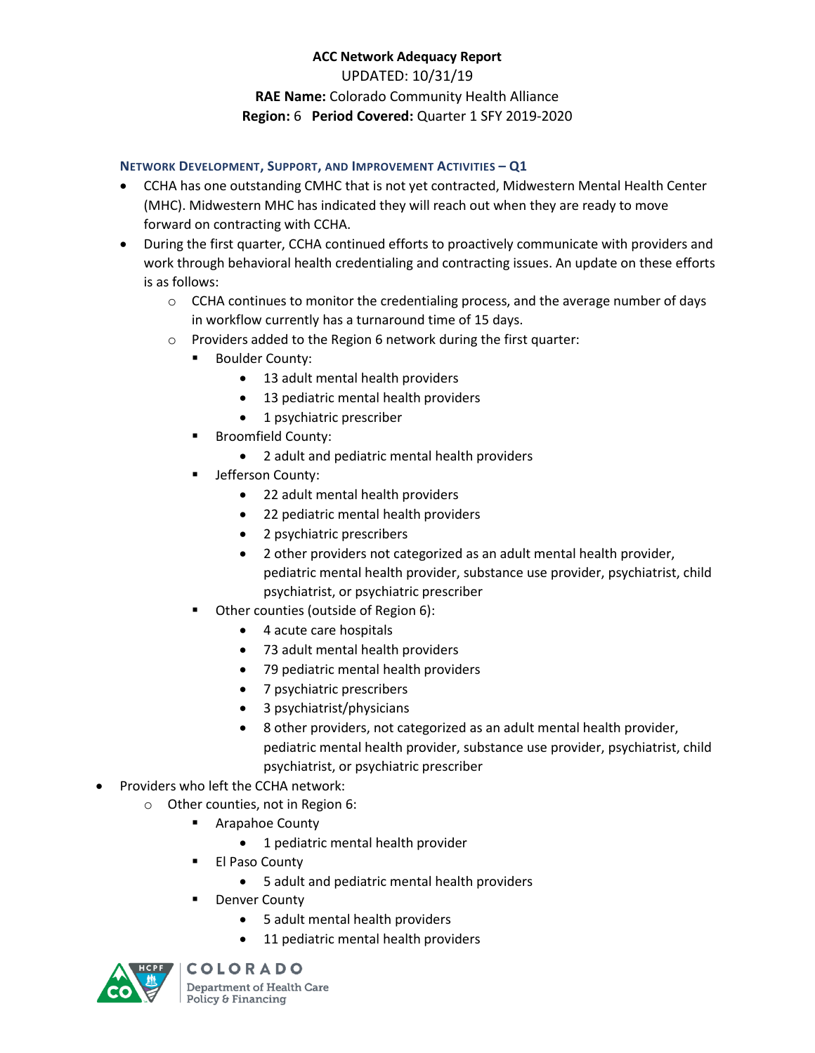**ACC Network Adequacy Report**
UPDATED: 10/31/19
**RAE Name:** Colorado Community Health Alliance
**Region:** 6 **Period Covered:** Quarter 1 SFY 2019-2020

### Network Development, Support, and Improvement Activities – Q1

- CCHA has one outstanding CMHC that is not yet contracted, Midwestern Mental Health Center (MHC). Midwestern MHC has indicated they will reach out when they are ready to move forward on contracting with CCHA.
- During the first quarter, CCHA continued efforts to proactively communicate with providers and work through behavioral health credentialing and contracting issues. An update on these efforts is as follows:
  - CCHA continues to monitor the credentialing process, and the average number of days in workflow currently has a turnaround time of 15 days.
  - Providers added to the Region 6 network during the first quarter:
    - Boulder County:
      - 13 adult mental health providers
      - 13 pediatric mental health providers
      - 1 psychiatric prescriber
    - Broomfield County:
      - 2 adult and pediatric mental health providers
    - Jefferson County:
      - 22 adult mental health providers
      - 22 pediatric mental health providers
      - 2 psychiatric prescribers
      - 2 other providers not categorized as an adult mental health provider, pediatric mental health provider, substance use provider, psychiatrist, child psychiatrist, or psychiatric prescriber
    - Other counties (outside of Region 6):
      - 4 acute care hospitals
      - 73 adult mental health providers
      - 79 pediatric mental health providers
      - 7 psychiatric prescribers
      - 3 psychiatrist/physicians
      - 8 other providers, not categorized as an adult mental health provider, pediatric mental health provider, substance use provider, psychiatrist, child psychiatrist, or psychiatric prescriber
- Providers who left the CCHA network:
  - Other counties, not in Region 6:
    - Arapahoe County
      - 1 pediatric mental health provider
    - El Paso County
      - 5 adult and pediatric mental health providers
    - Denver County
      - 5 adult mental health providers
      - 11 pediatric mental health providers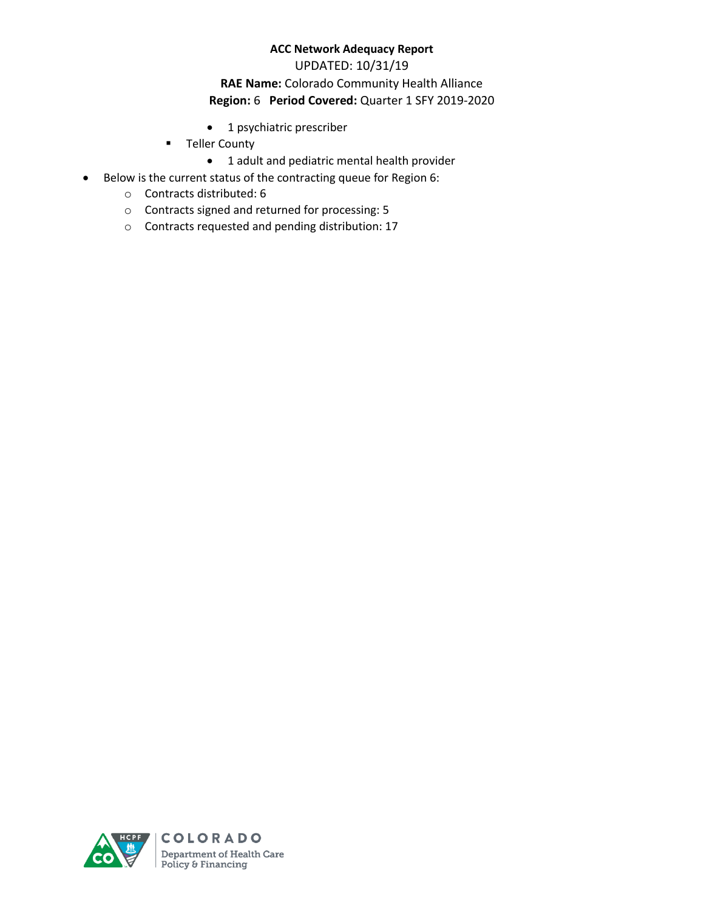- 1 psychiatric prescriber
    - Teller County
        - 1 adult and pediatric mental health provider
- Below is the current status of the contracting queue for Region 6:
    - Contracts distributed: 6
    - Contracts signed and returned for processing: 5
    - Contracts requested and pending distribution: 17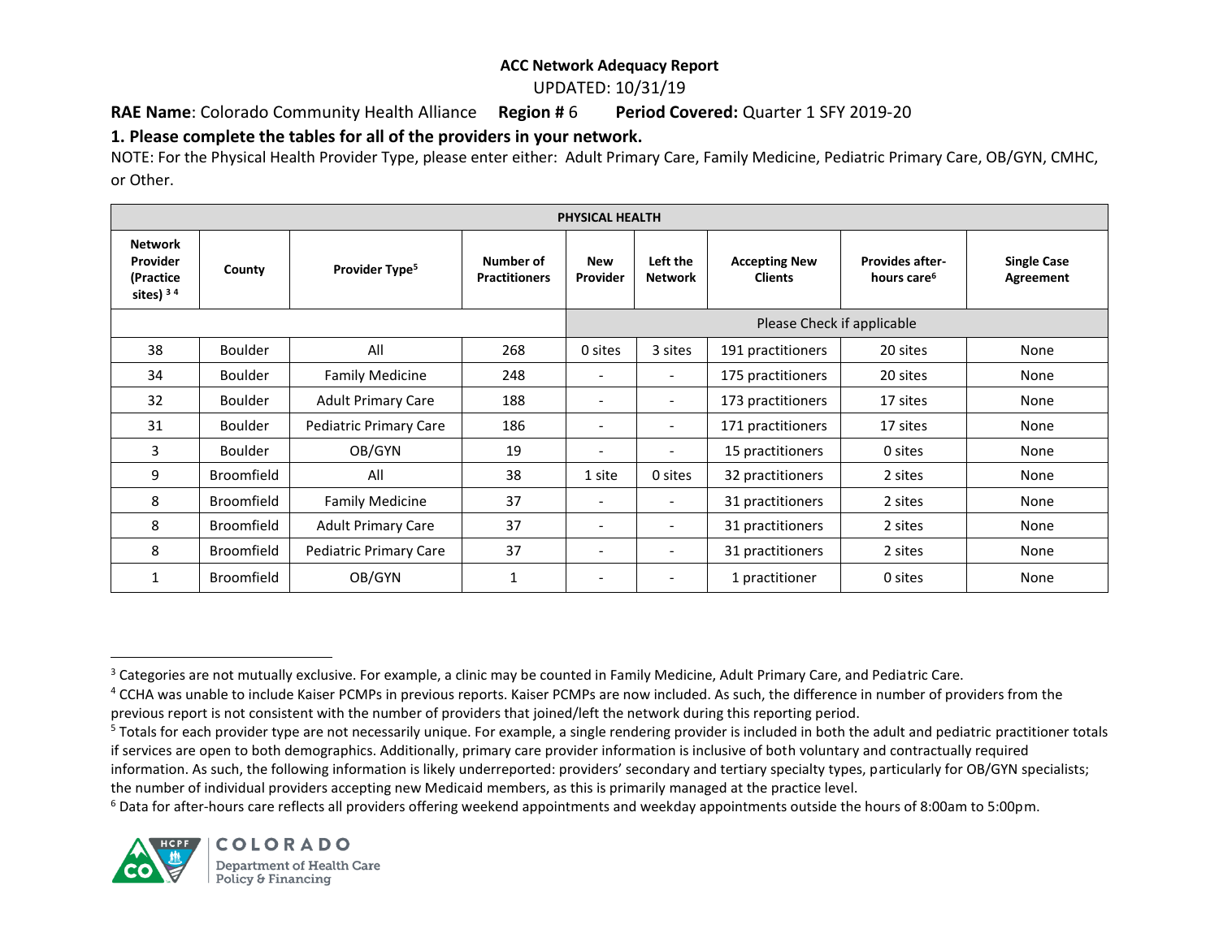**ACC Network Adequacy Report**

UPDATED: 10/31/19

**RAE Name**: Colorado Community Health Alliance **Region #** 6 **Period Covered:** Quarter 1 SFY 2019-20

### 1. Please complete the tables for all of the providers in your network.

NOTE: For the Physical Health Provider Type, please enter either: Adult Primary Care, Family Medicine, Pediatric Primary Care, OB/GYN, CMHC, or Other.

| PHYSICAL HEALTH | | | | | | | | |
|---|---|---|---|---|---|---|---|---|
| **Network Provider (Practice sites)** [3] [4] | **County** | **Provider Type**[5] | **Number of Practitioners** | **New Provider** | **Left the Network** | **Accepting New Clients** | **Provides after-hours care**[6] | **Single Case Agreement** |
| | | | | Please Check if applicable | | | | |
| 38 | Boulder | All | 268 | 0 sites | 3 sites | 191 practitioners | 20 sites | None |
| 34 | Boulder | Family Medicine | 248 | - | - | 175 practitioners | 20 sites | None |
| 32 | Boulder | Adult Primary Care | 188 | - | - | 173 practitioners | 17 sites | None |
| 31 | Boulder | Pediatric Primary Care | 186 | - | - | 171 practitioners | 17 sites | None |
| 3 | Boulder | OB/GYN | 19 | - | - | 15 practitioners | 0 sites | None |
| 9 | Broomfield | All | 38 | 1 site | 0 sites | 32 practitioners | 2 sites | None |
| 8 | Broomfield | Family Medicine | 37 | - | - | 31 practitioners | 2 sites | None |
| 8 | Broomfield | Adult Primary Care | 37 | - | - | 31 practitioners | 2 sites | None |
| 8 | Broomfield | Pediatric Primary Care | 37 | - | - | 31 practitioners | 2 sites | None |
| 1 | Broomfield | OB/GYN | 1 | - | - | 1 practitioner | 0 sites | None |

[3] Categories are not mutually exclusive. For example, a clinic may be counted in Family Medicine, Adult Primary Care, and Pediatric Care.

[4] CCHA was unable to include Kaiser PCMPs in previous reports. Kaiser PCMPs are now included. As such, the difference in number of providers from the previous report is not consistent with the number of providers that joined/left the network during this reporting period.

[5] Totals for each provider type are not necessarily unique. For example, a single rendering provider is included in both the adult and pediatric practitioner totals if services are open to both demographics. Additionally, primary care provider information is inclusive of both voluntary and contractually required information. As such, the following information is likely underreported: providers' secondary and tertiary specialty types, particularly for OB/GYN specialists; the number of individual providers accepting new Medicaid members, as this is primarily managed at the practice level.

[6] Data for after-hours care reflects all providers offering weekend appointments and weekday appointments outside the hours of 8:00am to 5:00pm.

COLORADO
Department of Health Care Policy & Financing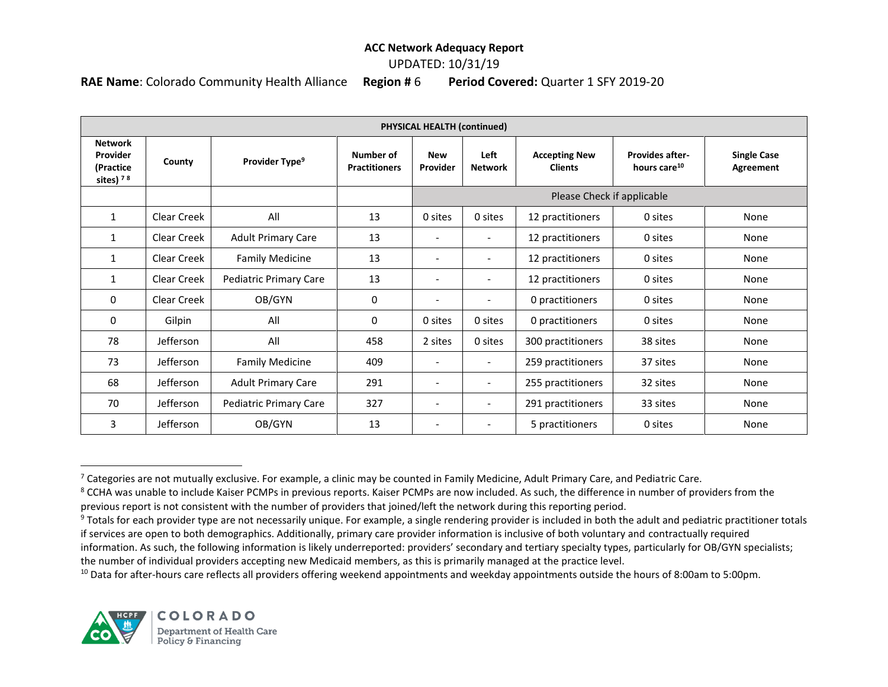**ACC Network Adequacy Report**

UPDATED: 10/31/19

**RAE Name**: Colorado Community Health Alliance **Region #** 6 **Period Covered:** Quarter 1 SFY 2019-20

| PHYSICAL HEALTH (continued) | | | | | | | | |
|---|---|---|---|---|---|---|---|---|
| Network Provider (Practice sites) [7] [8] | County | Provider Type[9] | Number of Practitioners | New Provider | Left Network | Accepting New Clients | Provides after-hours care[10] | Single Case Agreement |
| | | | | Please Check if applicable | | | | |
| 1 | Clear Creek | All | 13 | 0 sites | 0 sites | 12 practitioners | 0 sites | None |
| 1 | Clear Creek | Adult Primary Care | 13 | - | - | 12 practitioners | 0 sites | None |
| 1 | Clear Creek | Family Medicine | 13 | - | - | 12 practitioners | 0 sites | None |
| 1 | Clear Creek | Pediatric Primary Care | 13 | - | - | 12 practitioners | 0 sites | None |
| 0 | Clear Creek | OB/GYN | 0 | - | - | 0 practitioners | 0 sites | None |
| 0 | Gilpin | All | 0 | 0 sites | 0 sites | 0 practitioners | 0 sites | None |
| 78 | Jefferson | All | 458 | 2 sites | 0 sites | 300 practitioners | 38 sites | None |
| 73 | Jefferson | Family Medicine | 409 | - | - | 259 practitioners | 37 sites | None |
| 68 | Jefferson | Adult Primary Care | 291 | - | - | 255 practitioners | 32 sites | None |
| 70 | Jefferson | Pediatric Primary Care | 327 | - | - | 291 practitioners | 33 sites | None |
| 3 | Jefferson | OB/GYN | 13 | - | - | 5 practitioners | 0 sites | None |

[7] Categories are not mutually exclusive. For example, a clinic may be counted in Family Medicine, Adult Primary Care, and Pediatric Care.

[8] CCHA was unable to include Kaiser PCMPs in previous reports. Kaiser PCMPs are now included. As such, the difference in number of providers from the previous report is not consistent with the number of providers that joined/left the network during this reporting period.

[9] Totals for each provider type are not necessarily unique. For example, a single rendering provider is included in both the adult and pediatric practitioner totals if services are open to both demographics. Additionally, primary care provider information is inclusive of both voluntary and contractually required information. As such, the following information is likely underreported: providers' secondary and tertiary specialty types, particularly for OB/GYN specialists; the number of individual providers accepting new Medicaid members, as this is primarily managed at the practice level.

[10] Data for after-hours care reflects all providers offering weekend appointments and weekday appointments outside the hours of 8:00am to 5:00pm.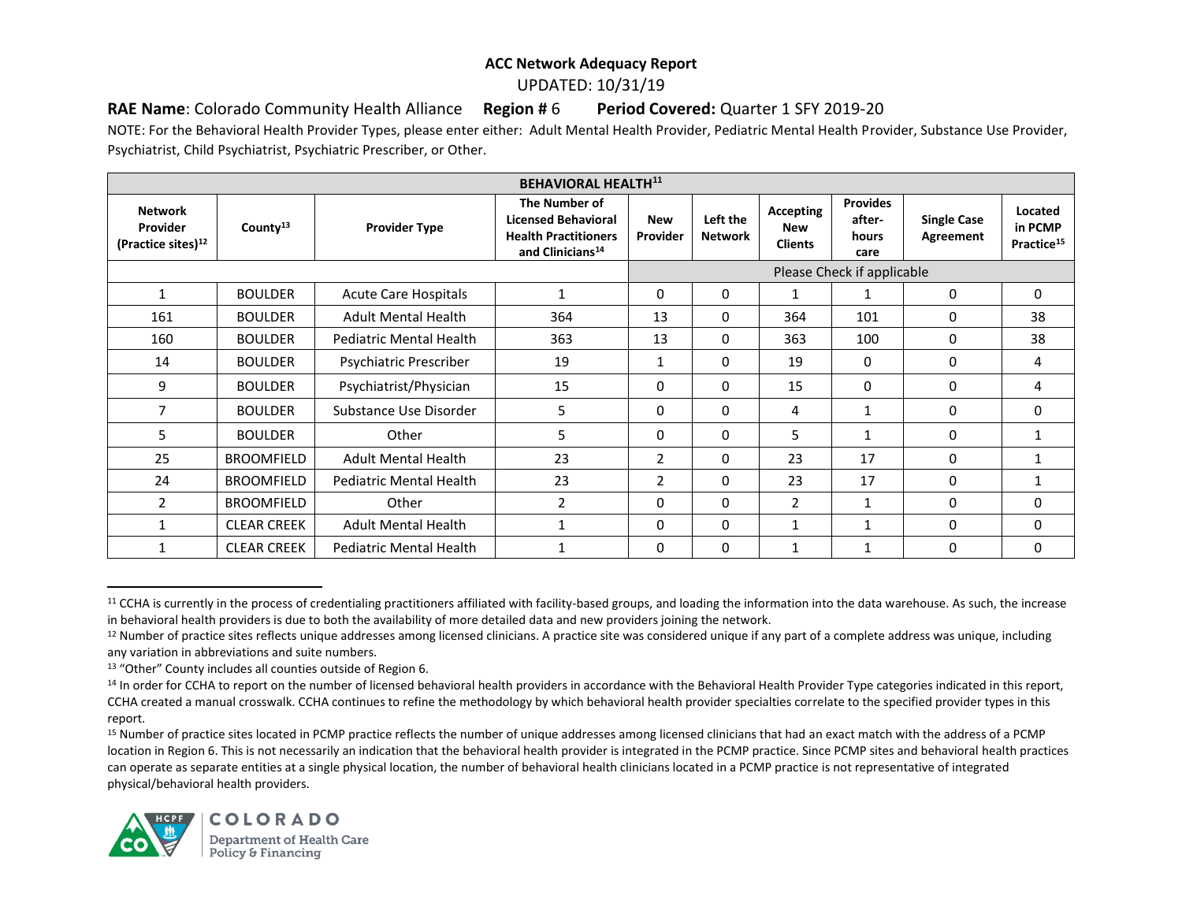**ACC Network Adequacy Report**

UPDATED: 10/31/19

**RAE Name**: Colorado Community Health Alliance **Region #** 6 **Period Covered:** Quarter 1 SFY 2019-20

NOTE: For the Behavioral Health Provider Types, please enter either: Adult Mental Health Provider, Pediatric Mental Health Provider, Substance Use Provider, Psychiatrist, Child Psychiatrist, Psychiatric Prescriber, or Other.

| **BEHAVIORAL HEALTH**[11] | | | | | | | | | |
|---|---|---|---|---|---|---|---|---|---|
| **Network Provider (Practice sites)**[12] | **County**[13] | **Provider Type** | **The Number of Licensed Behavioral Health Practitioners and Clinicians**[14] | **New Provider** | **Left the Network** | **Accepting New Clients** | **Provides after-hours care** | **Single Case Agreement** | **Located in PCMP Practice**[15] |
| | | | | Please Check if applicable | | | | | |
| 1 | BOULDER | Acute Care Hospitals | 1 | 0 | 0 | 1 | 1 | 0 | 0 |
| 161 | BOULDER | Adult Mental Health | 364 | 13 | 0 | 364 | 101 | 0 | 38 |
| 160 | BOULDER | Pediatric Mental Health | 363 | 13 | 0 | 363 | 100 | 0 | 38 |
| 14 | BOULDER | Psychiatric Prescriber | 19 | 1 | 0 | 19 | 0 | 0 | 4 |
| 9 | BOULDER | Psychiatrist/Physician | 15 | 0 | 0 | 15 | 0 | 0 | 4 |
| 7 | BOULDER | Substance Use Disorder | 5 | 0 | 0 | 4 | 1 | 0 | 0 |
| 5 | BOULDER | Other | 5 | 0 | 0 | 5 | 1 | 0 | 1 |
| 25 | BROOMFIELD | Adult Mental Health | 23 | 2 | 0 | 23 | 17 | 0 | 1 |
| 24 | BROOMFIELD | Pediatric Mental Health | 23 | 2 | 0 | 23 | 17 | 0 | 1 |
| 2 | BROOMFIELD | Other | 2 | 0 | 0 | 2 | 1 | 0 | 0 |
| 1 | CLEAR CREEK | Adult Mental Health | 1 | 0 | 0 | 1 | 1 | 0 | 0 |
| 1 | CLEAR CREEK | Pediatric Mental Health | 1 | 0 | 0 | 1 | 1 | 0 | 0 |

[11] CCHA is currently in the process of credentialing practitioners affiliated with facility-based groups, and loading the information into the data warehouse. As such, the increase in behavioral health providers is due to both the availability of more detailed data and new providers joining the network.

[12] Number of practice sites reflects unique addresses among licensed clinicians. A practice site was considered unique if any part of a complete address was unique, including any variation in abbreviations and suite numbers.

[13] "Other" County includes all counties outside of Region 6.

[14] In order for CCHA to report on the number of licensed behavioral health providers in accordance with the Behavioral Health Provider Type categories indicated in this report, CCHA created a manual crosswalk. CCHA continues to refine the methodology by which behavioral health provider specialties correlate to the specified provider types in this report.

[15] Number of practice sites located in PCMP practice reflects the number of unique addresses among licensed clinicians that had an exact match with the address of a PCMP location in Region 6. This is not necessarily an indication that the behavioral health provider is integrated in the PCMP practice. Since PCMP sites and behavioral health practices can operate as separate entities at a single physical location, the number of behavioral health clinicians located in a PCMP practice is not representative of integrated physical/behavioral health providers.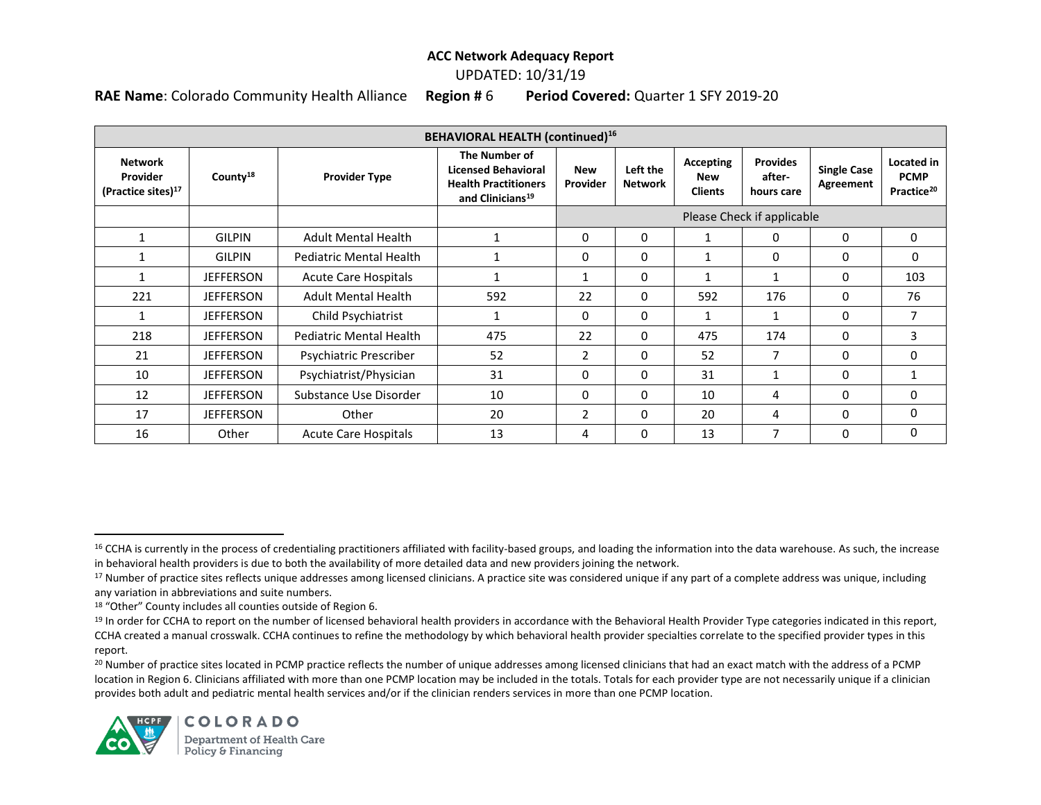**ACC Network Adequacy Report**

UPDATED: 10/31/19

**RAE Name**: Colorado Community Health Alliance **Region #** 6 **Period Covered:** Quarter 1 SFY 2019-20

| **BEHAVIORAL HEALTH (continued)**[16] | | | | | | | | | |
|---|---|---|---|---|---|---|---|---|---|
| **Network Provider (Practice sites)**[17] | **County**[18] | **Provider Type** | **The Number of Licensed Behavioral Health Practitioners and Clinicians**[19] | **New Provider** | **Left the Network** | **Accepting New Clients** | **Provides after-hours care** | **Single Case Agreement** | **Located in PCMP Practice**[20] |
| | | | | Please Check if applicable | | | | | |
| 1 | GILPIN | Adult Mental Health | 1 | 0 | 0 | 1 | 0 | 0 | 0 |
| 1 | GILPIN | Pediatric Mental Health | 1 | 0 | 0 | 1 | 0 | 0 | 0 |
| 1 | JEFFERSON | Acute Care Hospitals | 1 | 1 | 0 | 1 | 1 | 0 | 103 |
| 221 | JEFFERSON | Adult Mental Health | 592 | 22 | 0 | 592 | 176 | 0 | 76 |
| 1 | JEFFERSON | Child Psychiatrist | 1 | 0 | 0 | 1 | 1 | 0 | 7 |
| 218 | JEFFERSON | Pediatric Mental Health | 475 | 22 | 0 | 475 | 174 | 0 | 3 |
| 21 | JEFFERSON | Psychiatric Prescriber | 52 | 2 | 0 | 52 | 7 | 0 | 0 |
| 10 | JEFFERSON | Psychiatrist/Physician | 31 | 0 | 0 | 31 | 1 | 0 | 1 |
| 12 | JEFFERSON | Substance Use Disorder | 10 | 0 | 0 | 10 | 4 | 0 | 0 |
| 17 | JEFFERSON | Other | 20 | 2 | 0 | 20 | 4 | 0 | 0 |
| 16 | Other | Acute Care Hospitals | 13 | 4 | 0 | 13 | 7 | 0 | 0 |

[16] CCHA is currently in the process of credentialing practitioners affiliated with facility-based groups, and loading the information into the data warehouse. As such, the increase in behavioral health providers is due to both the availability of more detailed data and new providers joining the network.

[17] Number of practice sites reflects unique addresses among licensed clinicians. A practice site was considered unique if any part of a complete address was unique, including any variation in abbreviations and suite numbers.

[18] "Other" County includes all counties outside of Region 6.

[19] In order for CCHA to report on the number of licensed behavioral health providers in accordance with the Behavioral Health Provider Type categories indicated in this report, CCHA created a manual crosswalk. CCHA continues to refine the methodology by which behavioral health provider specialties correlate to the specified provider types in this report.

[20] Number of practice sites located in PCMP practice reflects the number of unique addresses among licensed clinicians that had an exact match with the address of a PCMP location in Region 6. Clinicians affiliated with more than one PCMP location may be included in the totals. Totals for each provider type are not necessarily unique if a clinician provides both adult and pediatric mental health services and/or if the clinician renders services in more than one PCMP location.

COLORADO Department of Health Care Policy & Financing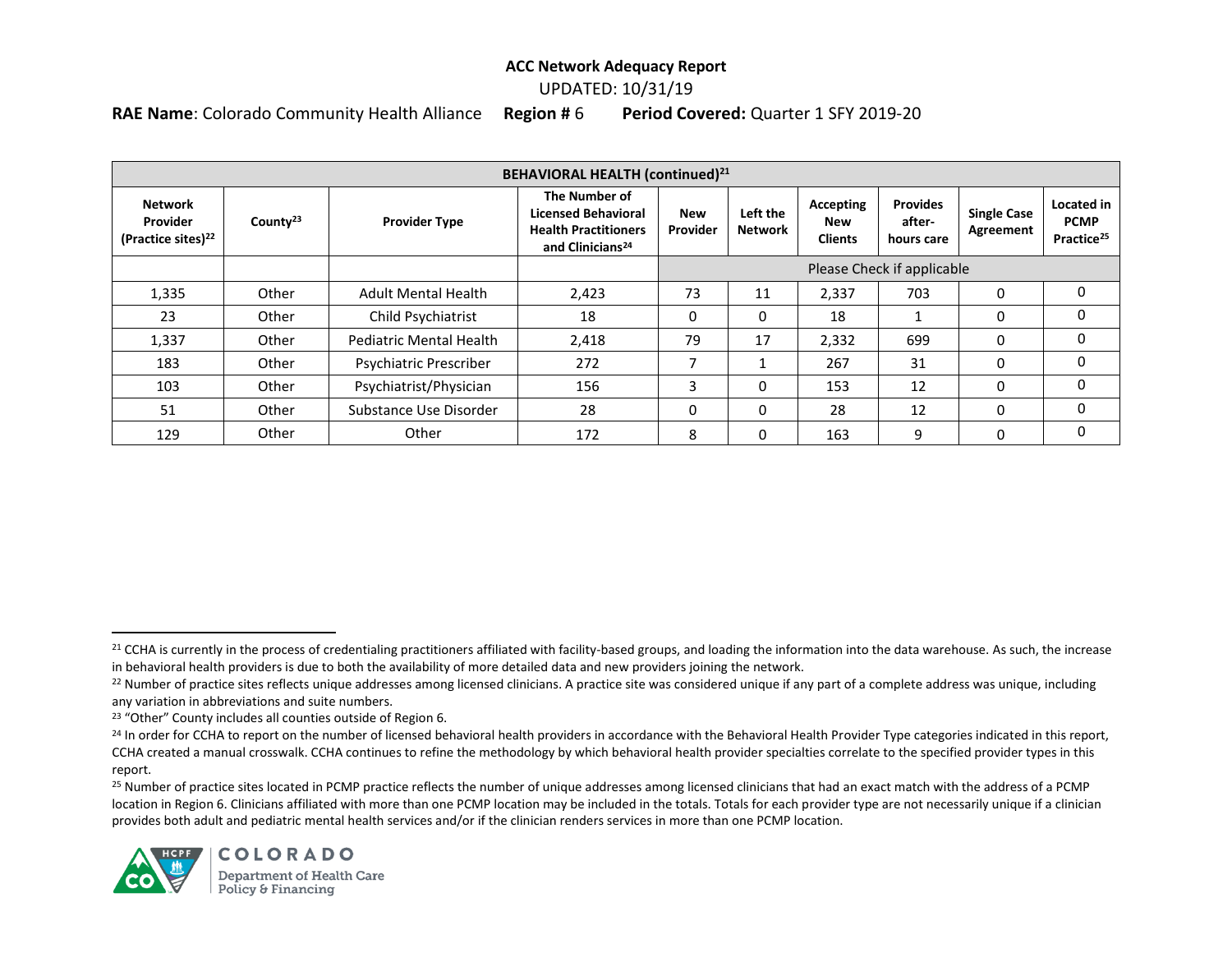**ACC Network Adequacy Report**

UPDATED: 10/31/19

**RAE Name**: Colorado Community Health Alliance **Region #** 6 **Period Covered:** Quarter 1 SFY 2019-20

| BEHAVIORAL HEALTH (continued)[21] | | | | | | | | | |
|---|---|---|---|---|---|---|---|---|---|
| Network Provider (Practice sites)[22] | County[23] | Provider Type | The Number of Licensed Behavioral Health Practitioners and Clinicians[24] | New Provider | Left the Network | Accepting New Clients | Provides after-hours care | Single Case Agreement | Located in PCMP Practice[25] |
| | | | | Please Check if applicable | | | | | |
| 1,335 | Other | Adult Mental Health | 2,423 | 73 | 11 | 2,337 | 703 | 0 | 0 |
| 23 | Other | Child Psychiatrist | 18 | 0 | 0 | 18 | 1 | 0 | 0 |
| 1,337 | Other | Pediatric Mental Health | 2,418 | 79 | 17 | 2,332 | 699 | 0 | 0 |
| 183 | Other | Psychiatric Prescriber | 272 | 7 | 1 | 267 | 31 | 0 | 0 |
| 103 | Other | Psychiatrist/Physician | 156 | 3 | 0 | 153 | 12 | 0 | 0 |
| 51 | Other | Substance Use Disorder | 28 | 0 | 0 | 28 | 12 | 0 | 0 |
| 129 | Other | Other | 172 | 8 | 0 | 163 | 9 | 0 | 0 |

[21] CCHA is currently in the process of credentialing practitioners affiliated with facility-based groups, and loading the information into the data warehouse. As such, the increase in behavioral health providers is due to both the availability of more detailed data and new providers joining the network.

[22] Number of practice sites reflects unique addresses among licensed clinicians. A practice site was considered unique if any part of a complete address was unique, including any variation in abbreviations and suite numbers.

[23] "Other" County includes all counties outside of Region 6.

[24] In order for CCHA to report on the number of licensed behavioral health providers in accordance with the Behavioral Health Provider Type categories indicated in this report, CCHA created a manual crosswalk. CCHA continues to refine the methodology by which behavioral health provider specialties correlate to the specified provider types in this report.

[25] Number of practice sites located in PCMP practice reflects the number of unique addresses among licensed clinicians that had an exact match with the address of a PCMP location in Region 6. Clinicians affiliated with more than one PCMP location may be included in the totals. Totals for each provider type are not necessarily unique if a clinician provides both adult and pediatric mental health services and/or if the clinician renders services in more than one PCMP location.

COLORADO Department of Health Care Policy & Financing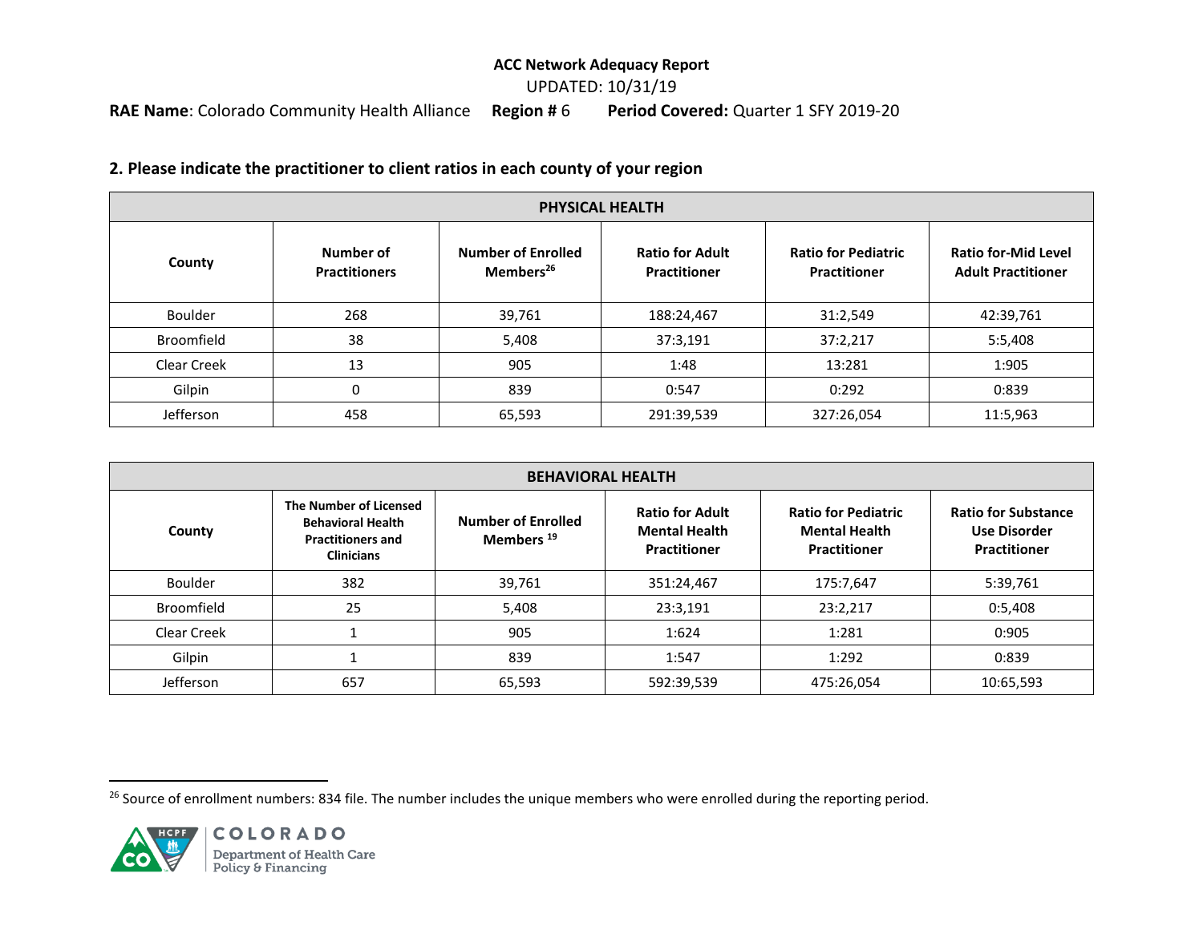**ACC Network Adequacy Report**

UPDATED: 10/31/19

**RAE Name**: Colorado Community Health Alliance **Region #** 6 **Period Covered:** Quarter 1 SFY 2019-20

## 2. Please indicate the practitioner to client ratios in each county of your region

| PHYSICAL HEALTH | | | | | |
|---|---|---|---|---|---|
| **County** | **Number of Practitioners** | **Number of Enrolled Members[26]** | **Ratio for Adult Practitioner** | **Ratio for Pediatric Practitioner** | **Ratio for-Mid Level Adult Practitioner** |
| Boulder | 268 | 39,761 | 188:24,467 | 31:2,549 | 42:39,761 |
| Broomfield | 38 | 5,408 | 37:3,191 | 37:2,217 | 5:5,408 |
| Clear Creek | 13 | 905 | 1:48 | 13:281 | 1:905 |
| Gilpin | 0 | 839 | 0:547 | 0:292 | 0:839 |
| Jefferson | 458 | 65,593 | 291:39,539 | 327:26,054 | 11:5,963 |

| BEHAVIORAL HEALTH | | | | | |
|---|---|---|---|---|---|
| **County** | **The Number of Licensed Behavioral Health Practitioners and Clinicians** | **Number of Enrolled Members [19]** | **Ratio for Adult Mental Health Practitioner** | **Ratio for Pediatric Mental Health Practitioner** | **Ratio for Substance Use Disorder Practitioner** |
| Boulder | 382 | 39,761 | 351:24,467 | 175:7,647 | 5:39,761 |
| Broomfield | 25 | 5,408 | 23:3,191 | 23:2,217 | 0:5,408 |
| Clear Creek | 1 | 905 | 1:624 | 1:281 | 0:905 |
| Gilpin | 1 | 839 | 1:547 | 1:292 | 0:839 |
| Jefferson | 657 | 65,593 | 592:39,539 | 475:26,054 | 10:65,593 |

[26] Source of enrollment numbers: 834 file. The number includes the unique members who were enrolled during the reporting period.

COLORADO Department of Health Care Policy & Financing